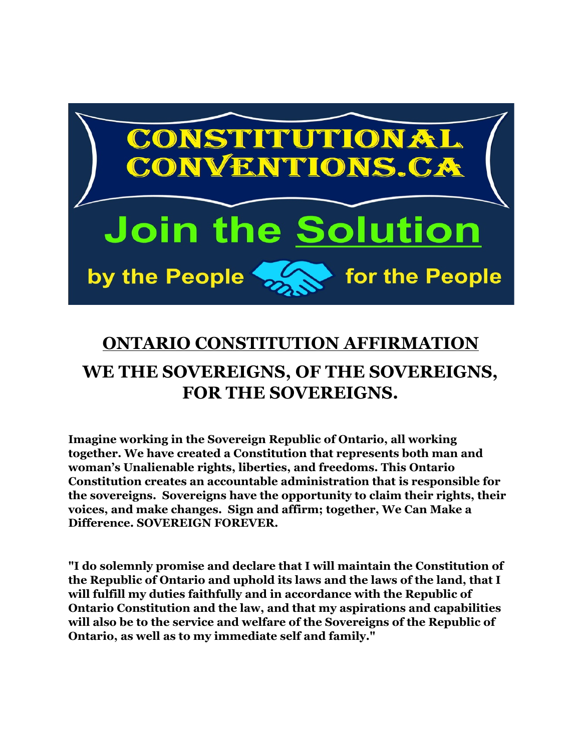CONSTITUTIONAL CONVENTIONS.CA

Join the Solution

by the People for the People

# ONTARIO CONSTITUTION AFFIRMATION

## WE THE SOVEREIGNS, OF THE SOVEREIGNS, FOR THE SOVEREIGNS.

**Imagine working in the Sovereign Republic of Ontario, all working together. We have created a Constitution that represents both man and woman's Unalienable rights, liberties, and freedoms. This Ontario Constitution creates an accountable administration that is responsible for the sovereigns. Sovereigns have the opportunity to claim their rights, their voices, and make changes. Sign and affirm; together, We Can Make a Difference. SOVEREIGN FOREVER.**

**"I do solemnly promise and declare that I will maintain the Constitution of the Republic of Ontario and uphold its laws and the laws of the land, that I will fulfill my duties faithfully and in accordance with the Republic of Ontario Constitution and the law, and that my aspirations and capabilities will also be to the service and welfare of the Sovereigns of the Republic of Ontario, as well as to my immediate self and family."**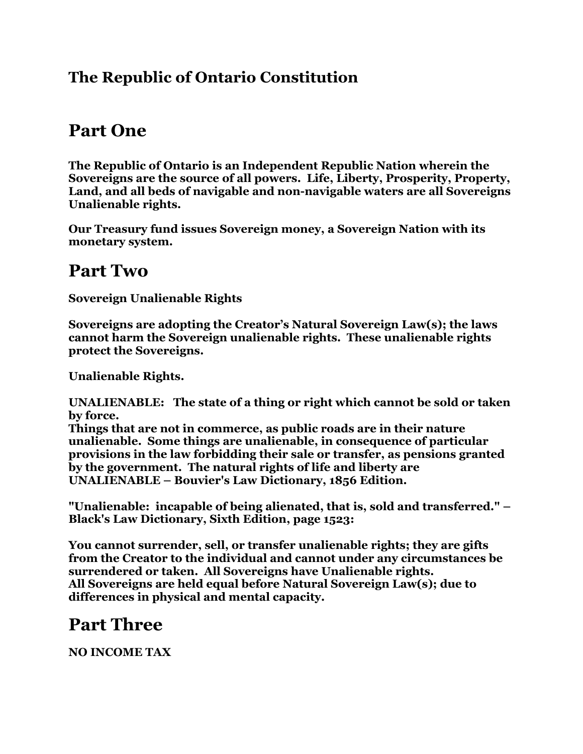## The Republic of Ontario Constitution

# Part One

**The Republic of Ontario is an Independent Republic Nation wherein the Sovereigns are the source of all powers. Life, Liberty, Prosperity, Property, Land, and all beds of navigable and non-navigable waters are all Sovereigns Unalienable rights.**

**Our Treasury fund issues Sovereign money, a Sovereign Nation with its monetary system.**

# Part Two

**Sovereign Unalienable Rights**

**Sovereigns are adopting the Creator's Natural Sovereign Law(s); the laws cannot harm the Sovereign unalienable rights. These unalienable rights protect the Sovereigns.**

**Unalienable Rights.**

**UNALIENABLE: The state of a thing or right which cannot be sold or taken by force.**
**Things that are not in commerce, as public roads are in their nature unalienable. Some things are unalienable, in consequence of particular provisions in the law forbidding their sale or transfer, as pensions granted by the government. The natural rights of life and liberty are UNALIENABLE – Bouvier's Law Dictionary, 1856 Edition.**

**"Unalienable: incapable of being alienated, that is, sold and transferred." – Black's Law Dictionary, Sixth Edition, page 1523:**

**You cannot surrender, sell, or transfer unalienable rights; they are gifts from the Creator to the individual and cannot under any circumstances be surrendered or taken. All Sovereigns have Unalienable rights.**
**All Sovereigns are held equal before Natural Sovereign Law(s); due to differences in physical and mental capacity.**

# Part Three

**NO INCOME TAX**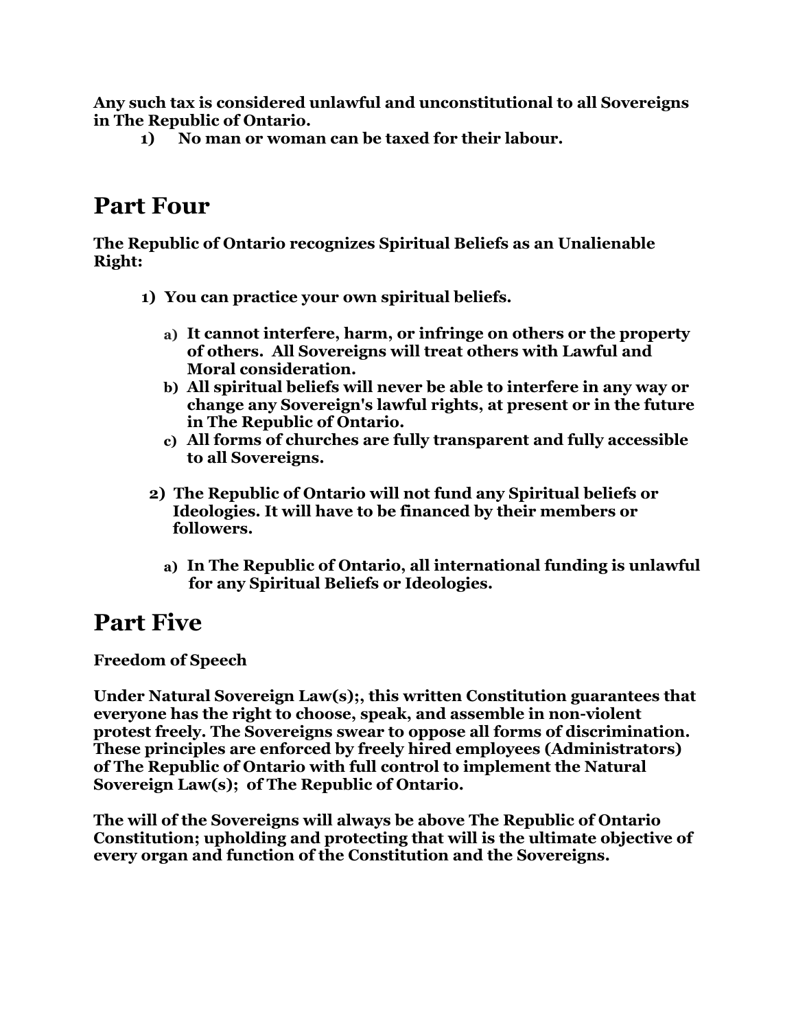**Any such tax is considered unlawful and unconstitutional to all Sovereigns in The Republic of Ontario.**

1) **No man or woman can be taxed for their labour.**

# Part Four

**The Republic of Ontario recognizes Spiritual Beliefs as an Unalienable Right:**

1) **You can practice your own spiritual beliefs.**
    a) **It cannot interfere, harm, or infringe on others or the property of others. All Sovereigns will treat others with Lawful and Moral consideration.**
    b) **All spiritual beliefs will never be able to interfere in any way or change any Sovereign's lawful rights, at present or in the future in The Republic of Ontario.**
    c) **All forms of churches are fully transparent and fully accessible to all Sovereigns.**

2) **The Republic of Ontario will not fund any Spiritual beliefs or Ideologies. It will have to be financed by their members or followers.**
    a) **In The Republic of Ontario, all international funding is unlawful for any Spiritual Beliefs or Ideologies.**

# Part Five

**Freedom of Speech**

**Under Natural Sovereign Law(s);, this written Constitution guarantees that everyone has the right to choose, speak, and assemble in non-violent protest freely. The Sovereigns swear to oppose all forms of discrimination. These principles are enforced by freely hired employees (Administrators) of The Republic of Ontario with full control to implement the Natural Sovereign Law(s); of The Republic of Ontario.**

**The will of the Sovereigns will always be above The Republic of Ontario Constitution; upholding and protecting that will is the ultimate objective of every organ and function of the Constitution and the Sovereigns.**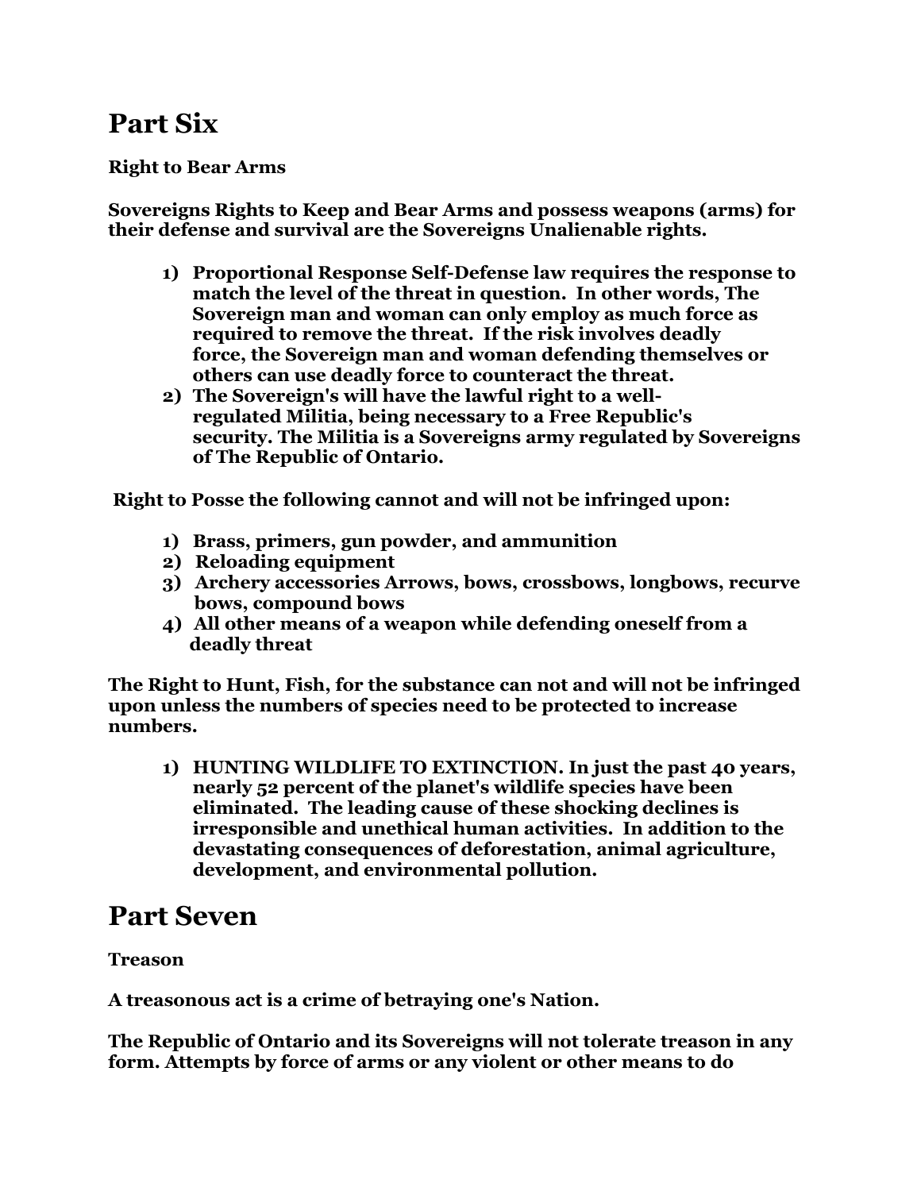# Part Six

**Right to Bear Arms**

**Sovereigns Rights to Keep and Bear Arms and possess weapons (arms) for their defense and survival are the Sovereigns Unalienable rights.**

1) **Proportional Response Self-Defense law requires the response to match the level of the threat in question. In other words, The Sovereign man and woman can only employ as much force as required to remove the threat. If the risk involves deadly force, the Sovereign man and woman defending themselves or others can use deadly force to counteract the threat.**
2) **The Sovereign's will have the lawful right to a well-regulated Militia, being necessary to a Free Republic's security. The Militia is a Sovereigns army regulated by Sovereigns of The Republic of Ontario.**

**Right to Posse the following cannot and will not be infringed upon:**

1) **Brass, primers, gun powder, and ammunition**
2) **Reloading equipment**
3) **Archery accessories Arrows, bows, crossbows, longbows, recurve bows, compound bows**
4) **All other means of a weapon while defending oneself from a deadly threat**

**The Right to Hunt, Fish, for the substance can not and will not be infringed upon unless the numbers of species need to be protected to increase numbers.**

1) **HUNTING WILDLIFE TO EXTINCTION. In just the past 40 years, nearly 52 percent of the planet's wildlife species have been eliminated. The leading cause of these shocking declines is irresponsible and unethical human activities. In addition to the devastating consequences of deforestation, animal agriculture, development, and environmental pollution.**

# Part Seven

**Treason**

**A treasonous act is a crime of betraying one's Nation.**

**The Republic of Ontario and its Sovereigns will not tolerate treason in any form. Attempts by force of arms or any violent or other means to do**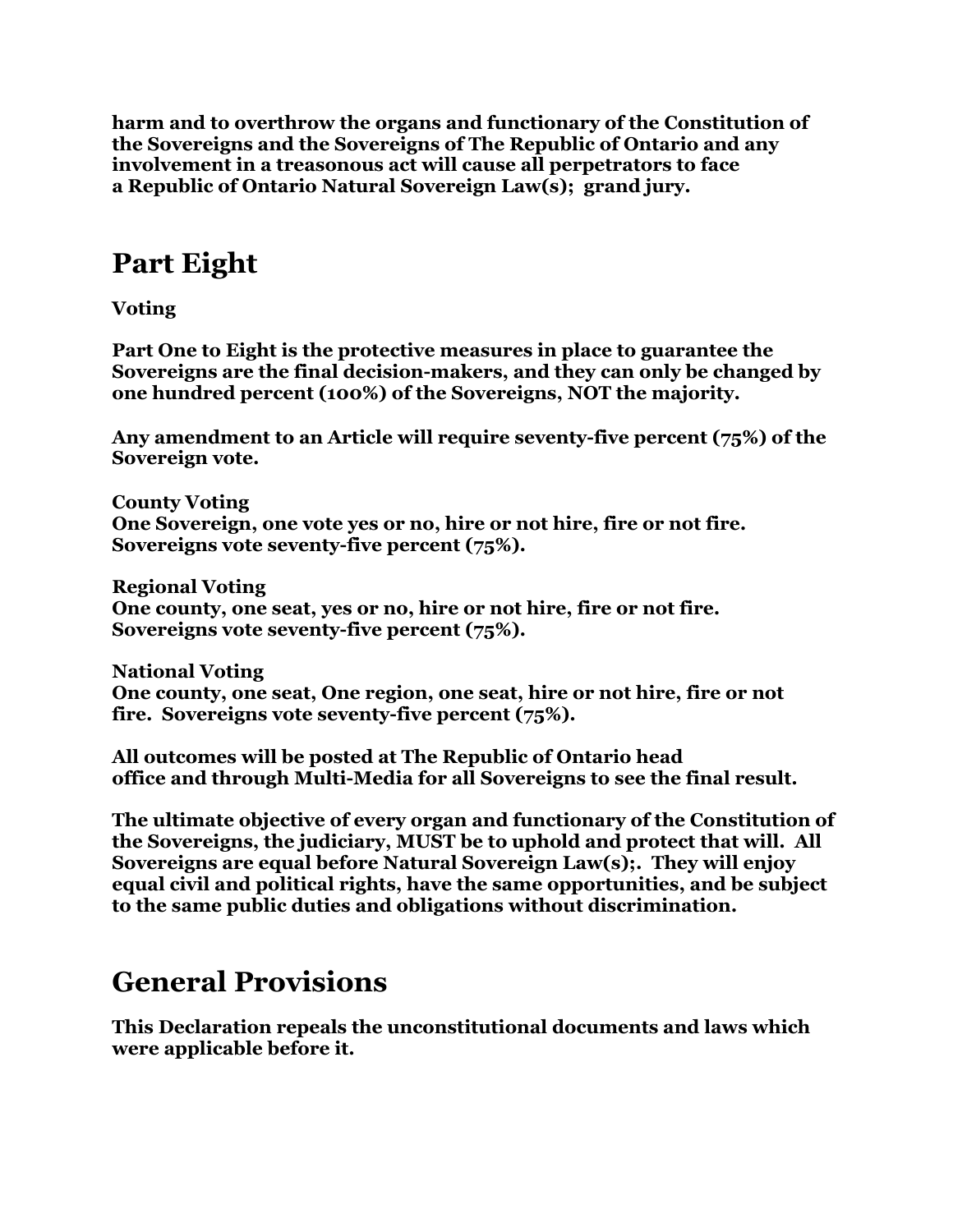**harm and to overthrow the organs and functionary of the Constitution of the Sovereigns and the Sovereigns of The Republic of Ontario and any involvement in a treasonous act will cause all perpetrators to face a Republic of Ontario Natural Sovereign Law(s); grand jury.**

## Part Eight

**Voting**

**Part One to Eight is the protective measures in place to guarantee the Sovereigns are the final decision-makers, and they can only be changed by one hundred percent (100%) of the Sovereigns, NOT the majority.**

**Any amendment to an Article will require seventy-five percent (75%) of the Sovereign vote.**

**County Voting**
**One Sovereign, one vote yes or no, hire or not hire, fire or not fire. Sovereigns vote seventy-five percent (75%).**

**Regional Voting**
**One county, one seat, yes or no, hire or not hire, fire or not fire. Sovereigns vote seventy-five percent (75%).**

**National Voting**
**One county, one seat, One region, one seat, hire or not hire, fire or not fire. Sovereigns vote seventy-five percent (75%).**

**All outcomes will be posted at The Republic of Ontario head office and through Multi-Media for all Sovereigns to see the final result.**

**The ultimate objective of every organ and functionary of the Constitution of the Sovereigns, the judiciary, MUST be to uphold and protect that will. All Sovereigns are equal before Natural Sovereign Law(s);. They will enjoy equal civil and political rights, have the same opportunities, and be subject to the same public duties and obligations without discrimination.**

## General Provisions

**This Declaration repeals the unconstitutional documents and laws which were applicable before it.**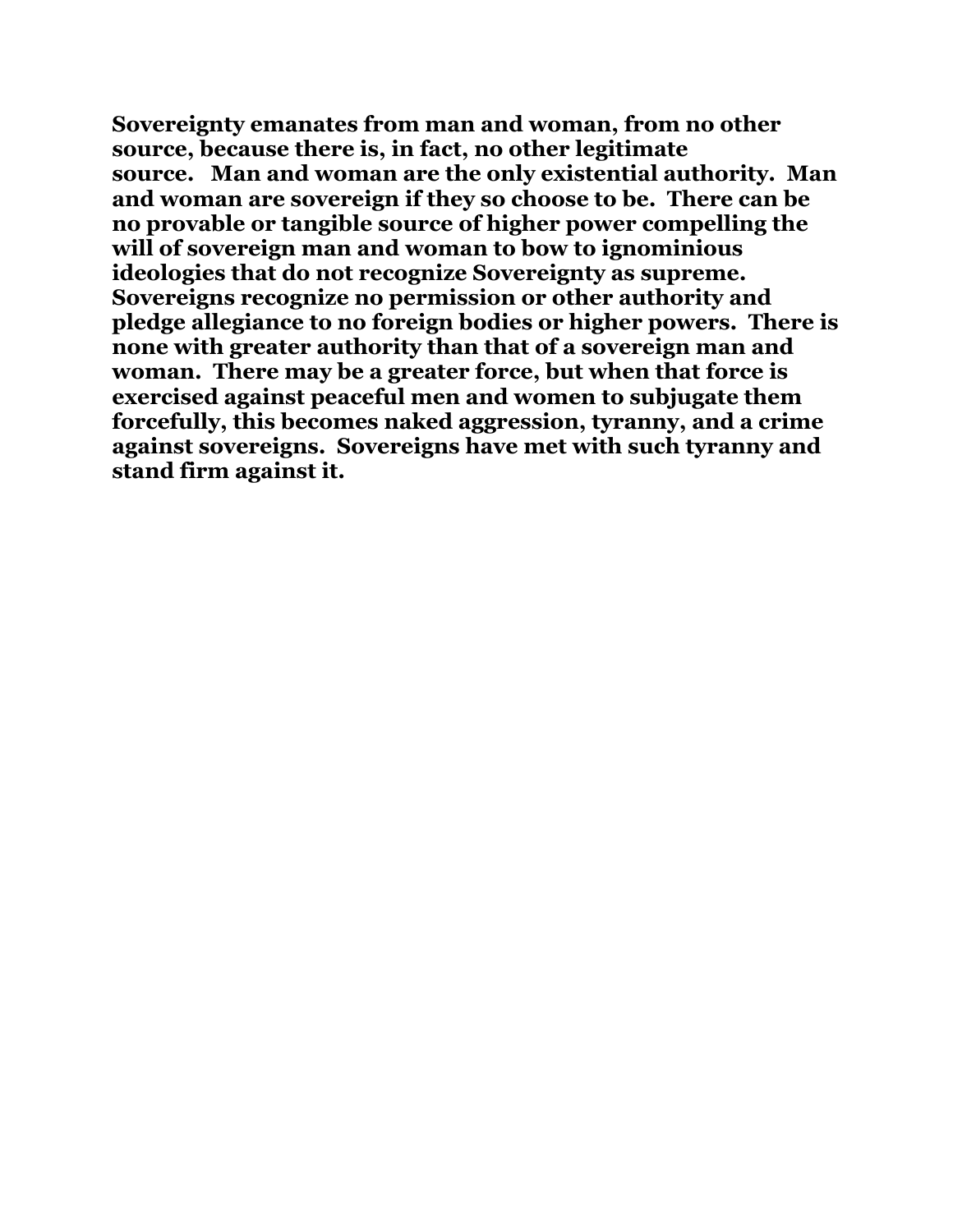**Sovereignty emanates from man and woman, from no other source, because there is, in fact, no other legitimate source. Man and woman are the only existential authority. Man and woman are sovereign if they so choose to be. There can be no provable or tangible source of higher power compelling the will of sovereign man and woman to bow to ignominious ideologies that do not recognize Sovereignty as supreme. Sovereigns recognize no permission or other authority and pledge allegiance to no foreign bodies or higher powers. There is none with greater authority than that of a sovereign man and woman. There may be a greater force, but when that force is exercised against peaceful men and women to subjugate them forcefully, this becomes naked aggression, tyranny, and a crime against sovereigns. Sovereigns have met with such tyranny and stand firm against it.**